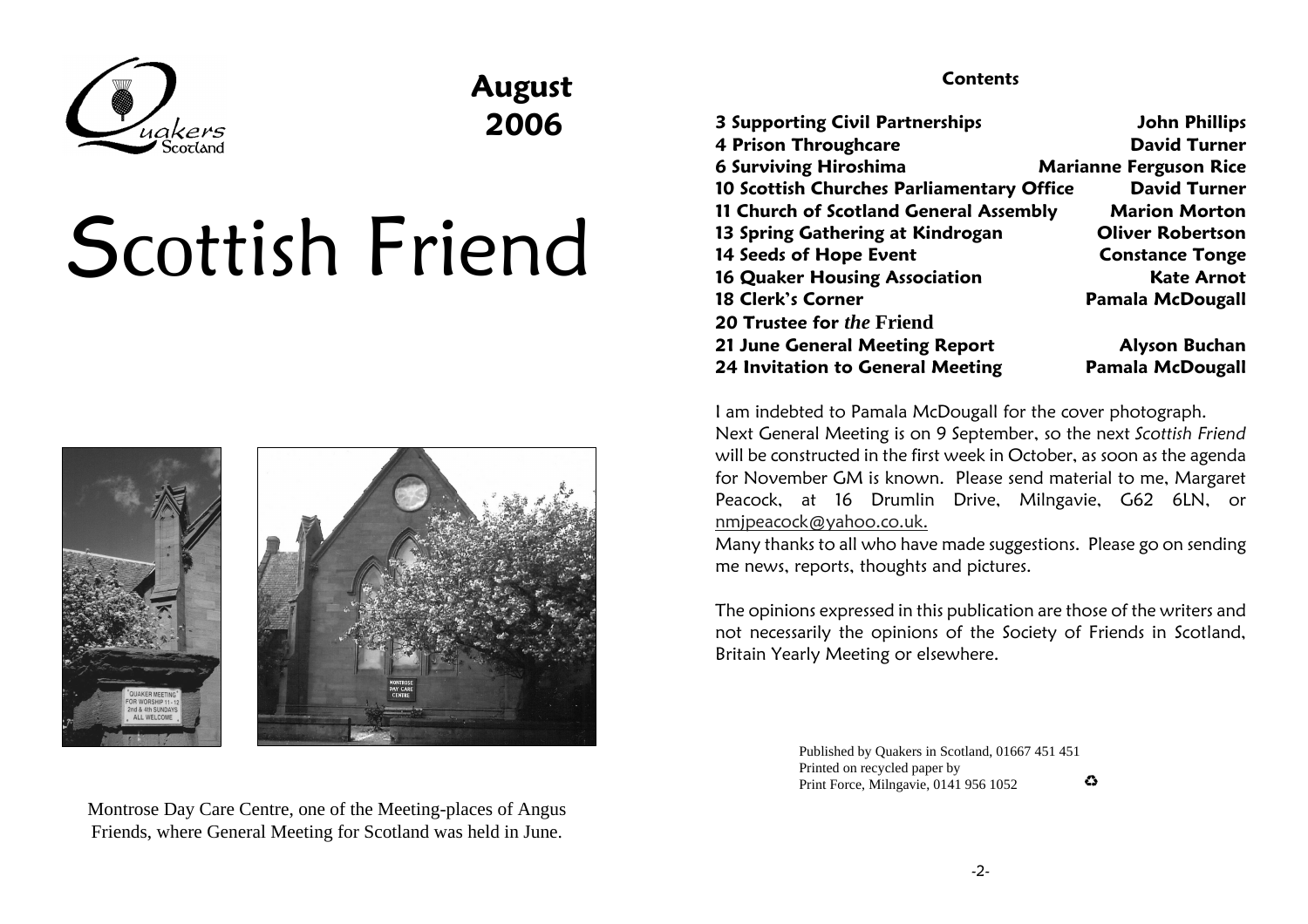Quakers Scotland

**August 2006**

# Scottish Friend

Montrose Day Care Centre, one of the Meeting-places of Angus Friends, where General Meeting for Scotland was held in June.

**Contents**

| | |
|---|---|
| **3 Supporting Civil Partnerships** | **John Phillips** |
| **4 Prison Throughcare** | **David Turner** |
| **6 Surviving Hiroshima** | **Marianne Ferguson Rice** |
| **10 Scottish Churches Parliamentary Office** | **David Turner** |
| **11 Church of Scotland General Assembly** | **Marion Morton** |
| **13 Spring Gathering at Kindrogan** | **Oliver Robertson** |
| **14 Seeds of Hope Event** | **Constance Tonge** |
| **16 Quaker Housing Association** | **Kate Arnot** |
| **18 Clerk's Corner** | **Pamala McDougall** |
| **20 Trustee for *the* Friend** | |
| **21 June General Meeting Report** | **Alyson Buchan** |
| **24 Invitation to General Meeting** | **Pamala McDougall** |

I am indebted to Pamala McDougall for the cover photograph.
Next General Meeting is on 9 September, so the next *Scottish Friend* will be constructed in the first week in October, as soon as the agenda for November GM is known. Please send material to me, Margaret Peacock, at 16 Drumlin Drive, Milngavie, G62 6LN, or nmjpeacock@yahoo.co.uk.
Many thanks to all who have made suggestions. Please go on sending me news, reports, thoughts and pictures.

The opinions expressed in this publication are those of the writers and not necessarily the opinions of the Society of Friends in Scotland, Britain Yearly Meeting or elsewhere.

Published by Quakers in Scotland, 01667 451 451
Printed on recycled paper by
Print Force, Milngavie, 0141 956 1052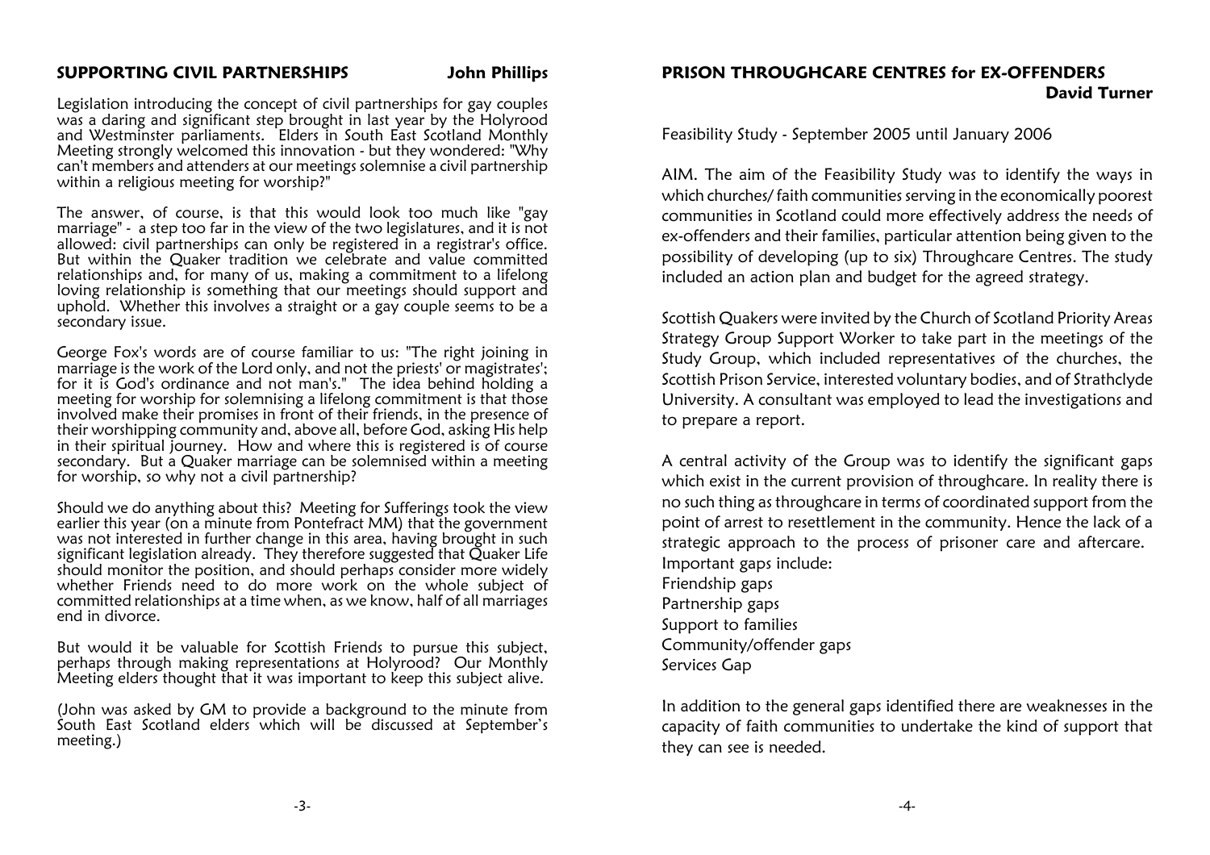## SUPPORTING CIVIL PARTNERSHIPS

**John Phillips**

Legislation introducing the concept of civil partnerships for gay couples was a daring and significant step brought in last year by the Holyrood and Westminster parliaments. Elders in South East Scotland Monthly Meeting strongly welcomed this innovation - but they wondered: "Why can't members and attenders at our meetings solemnise a civil partnership within a religious meeting for worship?"

The answer, of course, is that this would look too much like "gay marriage" - a step too far in the view of the two legislatures, and it is not allowed: civil partnerships can only be registered in a registrar's office. But within the Quaker tradition we celebrate and value committed relationships and, for many of us, making a commitment to a lifelong loving relationship is something that our meetings should support and uphold. Whether this involves a straight or a gay couple seems to be a secondary issue.

George Fox's words are of course familiar to us: "The right joining in marriage is the work of the Lord only, and not the priests' or magistrates'; for it is God's ordinance and not man's." The idea behind holding a meeting for worship for solemnising a lifelong commitment is that those involved make their promises in front of their friends, in the presence of their worshipping community and, above all, before God, asking His help in their spiritual journey. How and where this is registered is of course secondary. But a Quaker marriage can be solemnised within a meeting for worship, so why not a civil partnership?

Should we do anything about this? Meeting for Sufferings took the view earlier this year (on a minute from Pontefract MM) that the government was not interested in further change in this area, having brought in such significant legislation already. They therefore suggested that Quaker Life should monitor the position, and should perhaps consider more widely whether Friends need to do more work on the whole subject of committed relationships at a time when, as we know, half of all marriages end in divorce.

But would it be valuable for Scottish Friends to pursue this subject, perhaps through making representations at Holyrood? Our Monthly Meeting elders thought that it was important to keep this subject alive.

(John was asked by GM to provide a background to the minute from South East Scotland elders which will be discussed at September's meeting.)

## PRISON THROUGHCARE CENTRES for EX-OFFENDERS

**David Turner**

Feasibility Study - September 2005 until January 2006

AIM. The aim of the Feasibility Study was to identify the ways in which churches/ faith communities serving in the economically poorest communities in Scotland could more effectively address the needs of ex-offenders and their families, particular attention being given to the possibility of developing (up to six) Throughcare Centres. The study included an action plan and budget for the agreed strategy.

Scottish Quakers were invited by the Church of Scotland Priority Areas Strategy Group Support Worker to take part in the meetings of the Study Group, which included representatives of the churches, the Scottish Prison Service, interested voluntary bodies, and of Strathclyde University. A consultant was employed to lead the investigations and to prepare a report.

A central activity of the Group was to identify the significant gaps which exist in the current provision of throughcare. In reality there is no such thing as throughcare in terms of coordinated support from the point of arrest to resettlement in the community. Hence the lack of a strategic approach to the process of prisoner care and aftercare.

Important gaps include:

Friendship gaps

Partnership gaps

Support to families

Community/offender gaps

Services Gap

In addition to the general gaps identified there are weaknesses in the capacity of faith communities to undertake the kind of support that they can see is needed.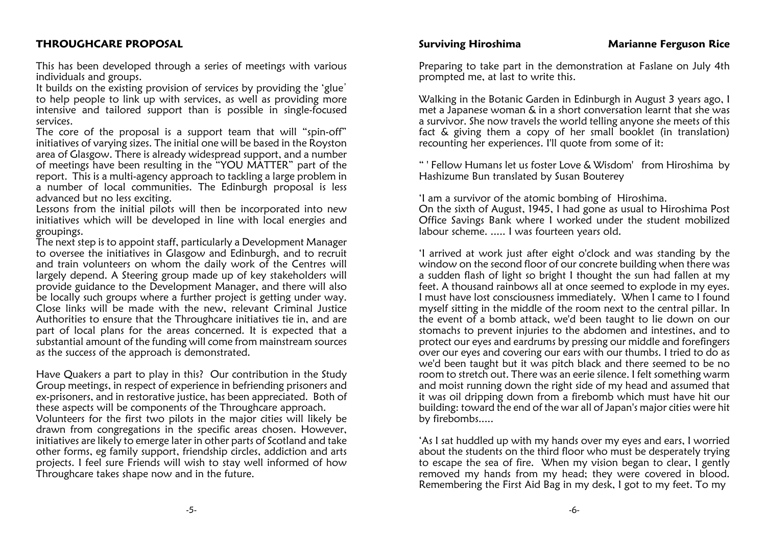## THROUGHCARE PROPOSAL

This has been developed through a series of meetings with various individuals and groups.

It builds on the existing provision of services by providing the 'glue' to help people to link up with services, as well as providing more intensive and tailored support than is possible in single-focused services.

The core of the proposal is a support team that will "spin-off" initiatives of varying sizes. The initial one will be based in the Royston area of Glasgow. There is already widespread support, and a number of meetings have been resulting in the "YOU MATTER" part of the report. This is a multi-agency approach to tackling a large problem in a number of local communities. The Edinburgh proposal is less advanced but no less exciting.

Lessons from the initial pilots will then be incorporated into new initiatives which will be developed in line with local energies and groupings.

The next step is to appoint staff, particularly a Development Manager to oversee the initiatives in Glasgow and Edinburgh, and to recruit and train volunteers on whom the daily work of the Centres will largely depend. A Steering group made up of key stakeholders will provide guidance to the Development Manager, and there will also be locally such groups where a further project is getting under way. Close links will be made with the new, relevant Criminal Justice Authorities to ensure that the Throughcare initiatives tie in, and are part of local plans for the areas concerned. It is expected that a substantial amount of the funding will come from mainstream sources as the success of the approach is demonstrated.

Have Quakers a part to play in this? Our contribution in the Study Group meetings, in respect of experience in befriending prisoners and ex-prisoners, and in restorative justice, has been appreciated. Both of these aspects will be components of the Throughcare approach.

Volunteers for the first two pilots in the major cities will likely be drawn from congregations in the specific areas chosen. However, initiatives are likely to emerge later in other parts of Scotland and take other forms, eg family support, friendship circles, addiction and arts projects. I feel sure Friends will wish to stay well informed of how Throughcare takes shape now and in the future.

## Surviving Hiroshima

**Marianne Ferguson Rice**

Preparing to take part in the demonstration at Faslane on July 4th prompted me, at last to write this.

Walking in the Botanic Garden in Edinburgh in August 3 years ago, I met a Japanese woman & in a short conversation learnt that she was a survivor. She now travels the world telling anyone she meets of this fact & giving them a copy of her small booklet (in translation) recounting her experiences. I'll quote from some of it:

" ' Fellow Humans let us foster Love & Wisdom' from Hiroshima by Hashizume Bun translated by Susan Bouterey

'I am a survivor of the atomic bombing of Hiroshima.
On the sixth of August, 1945, I had gone as usual to Hiroshima Post Office Savings Bank where I worked under the student mobilized labour scheme. ..... I was fourteen years old.

'I arrived at work just after eight o'clock and was standing by the window on the second floor of our concrete building when there was a sudden flash of light so bright I thought the sun had fallen at my feet. A thousand rainbows all at once seemed to explode in my eyes. I must have lost consciousness immediately. When I came to I found myself sitting in the middle of the room next to the central pillar. In the event of a bomb attack, we'd been taught to lie down on our stomachs to prevent injuries to the abdomen and intestines, and to protect our eyes and eardrums by pressing our middle and forefingers over our eyes and covering our ears with our thumbs. I tried to do as we'd been taught but it was pitch black and there seemed to be no room to stretch out. There was an eerie silence. I felt something warm and moist running down the right side of my head and assumed that it was oil dripping down from a firebomb which must have hit our building: toward the end of the war all of Japan's major cities were hit by firebombs.....

'As I sat huddled up with my hands over my eyes and ears, I worried about the students on the third floor who must be desperately trying to escape the sea of fire. When my vision began to clear, I gently removed my hands from my head; they were covered in blood. Remembering the First Aid Bag in my desk, I got to my feet. To my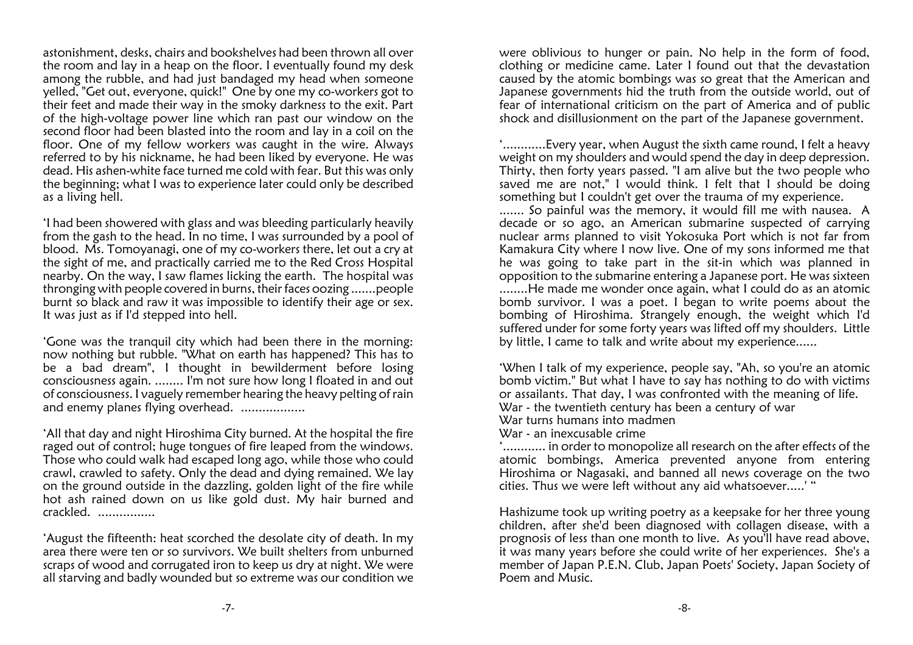astonishment, desks, chairs and bookshelves had been thrown all over the room and lay in a heap on the floor. I eventually found my desk among the rubble, and had just bandaged my head when someone yelled, "Get out, everyone, quick!" One by one my co-workers got to their feet and made their way in the smoky darkness to the exit. Part of the high-voltage power line which ran past our window on the second floor had been blasted into the room and lay in a coil on the floor. One of my fellow workers was caught in the wire. Always referred to by his nickname, he had been liked by everyone. He was dead. His ashen-white face turned me cold with fear. But this was only the beginning; what I was to experience later could only be described as a living hell.

'I had been showered with glass and was bleeding particularly heavily from the gash to the head. In no time, I was surrounded by a pool of blood. Ms. Tomoyanagi, one of my co-workers there, let out a cry at the sight of me, and practically carried me to the Red Cross Hospital nearby. On the way, I saw flames licking the earth. The hospital was thronging with people covered in burns, their faces oozing .......people burnt so black and raw it was impossible to identify their age or sex. It was just as if I'd stepped into hell.

'Gone was the tranquil city which had been there in the morning: now nothing but rubble. "What on earth has happened? This has to be a bad dream", I thought in bewilderment before losing consciousness again. ........ I'm not sure how long I floated in and out of consciousness. I vaguely remember hearing the heavy pelting of rain and enemy planes flying overhead. ..................

'All that day and night Hiroshima City burned. At the hospital the fire raged out of control; huge tongues of fire leaped from the windows. Those who could walk had escaped long ago, while those who could crawl, crawled to safety. Only the dead and dying remained. We lay on the ground outside in the dazzling, golden light of the fire while hot ash rained down on us like gold dust. My hair burned and crackled. ................

'August the fifteenth: heat scorched the desolate city of death. In my area there were ten or so survivors. We built shelters from unburned scraps of wood and corrugated iron to keep us dry at night. We were all starving and badly wounded but so extreme was our condition we were oblivious to hunger or pain. No help in the form of food, clothing or medicine came. Later I found out that the devastation caused by the atomic bombings was so great that the American and Japanese governments hid the truth from the outside world, out of fear of international criticism on the part of America and of public shock and disillusionment on the part of the Japanese government.

'............Every year, when August the sixth came round, I felt a heavy weight on my shoulders and would spend the day in deep depression. Thirty, then forty years passed. "I am alive but the two people who saved me are not," I would think. I felt that I should be doing something but I couldn't get over the trauma of my experience. ....... So painful was the memory, it would fill me with nausea. A decade or so ago, an American submarine suspected of carrying nuclear arms planned to visit Yokosuka Port which is not far from Kamakura City where I now live. One of my sons informed me that he was going to take part in the sit-in which was planned in opposition to the submarine entering a Japanese port. He was sixteen ........He made me wonder once again, what I could do as an atomic bomb survivor. I was a poet. I began to write poems about the bombing of Hiroshima. Strangely enough, the weight which I'd suffered under for some forty years was lifted off my shoulders. Little by little, I came to talk and write about my experience......

'When I talk of my experience, people say, "Ah, so you're an atomic bomb victim." But what I have to say has nothing to do with victims or assailants. That day, I was confronted with the meaning of life.
War - the twentieth century has been a century of war
War turns humans into madmen
War - an inexcusable crime
'............ in order to monopolize all research on the after effects of the atomic bombings, America prevented anyone from entering Hiroshima or Nagasaki, and banned all news coverage on the two cities. Thus we were left without any aid whatsoever.....' "

Hashizume took up writing poetry as a keepsake for her three young children, after she'd been diagnosed with collagen disease, with a prognosis of less than one month to live. As you'll have read above, it was many years before she could write of her experiences. She's a member of Japan P.E.N. Club, Japan Poets' Society, Japan Society of Poem and Music.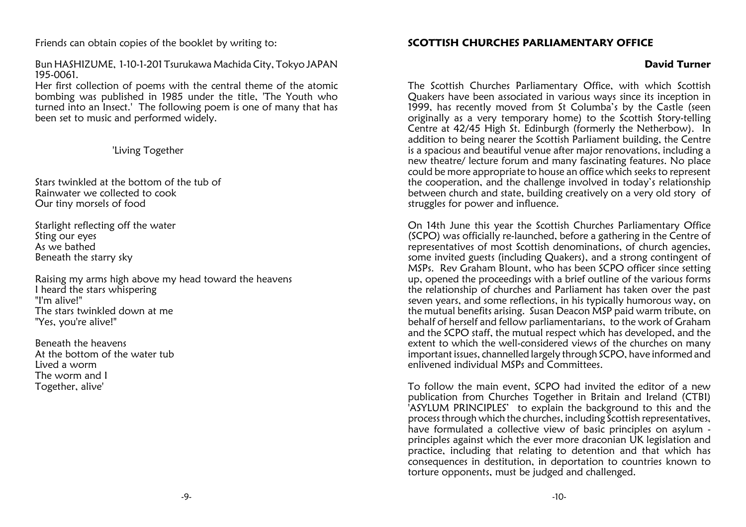Friends can obtain copies of the booklet by writing to:

Bun HASHIZUME, 1-10-1-201 Tsurukawa Machida City, Tokyo JAPAN 195-0061.

Her first collection of poems with the central theme of the atomic bombing was published in 1985 under the title, 'The Youth who turned into an Insect.' The following poem is one of many that has been set to music and performed widely.

'Living Together

Stars twinkled at the bottom of the tub of
Rainwater we collected to cook
Our tiny morsels of food

Starlight reflecting off the water
Sting our eyes
As we bathed
Beneath the starry sky

Raising my arms high above my head toward the heavens
I heard the stars whispering
"I'm alive!"
The stars twinkled down at me
"Yes, you're alive!"

Beneath the heavens
At the bottom of the water tub
Lived a worm
The worm and I
Together, alive'

## SCOTTISH CHURCHES PARLIAMENTARY OFFICE

**David Turner**

The Scottish Churches Parliamentary Office, with which Scottish Quakers have been associated in various ways since its inception in 1999, has recently moved from St Columba's by the Castle (seen originally as a very temporary home) to the Scottish Story-telling Centre at 42/45 High St. Edinburgh (formerly the Netherbow). In addition to being nearer the Scottish Parliament building, the Centre is a spacious and beautiful venue after major renovations, including a new theatre/ lecture forum and many fascinating features. No place could be more appropriate to house an office which seeks to represent the cooperation, and the challenge involved in today's relationship between church and state, building creatively on a very old story of struggles for power and influence.

On 14th June this year the Scottish Churches Parliamentary Office (SCPO) was officially re-launched, before a gathering in the Centre of representatives of most Scottish denominations, of church agencies, some invited guests (including Quakers), and a strong contingent of MSPs. Rev Graham Blount, who has been SCPO officer since setting up, opened the proceedings with a brief outline of the various forms the relationship of churches and Parliament has taken over the past seven years, and some reflections, in his typically humorous way, on the mutual benefits arising. Susan Deacon MSP paid warm tribute, on behalf of herself and fellow parliamentarians, to the work of Graham and the SCPO staff, the mutual respect which has developed, and the extent to which the well-considered views of the churches on many important issues, channelled largely through SCPO, have informed and enlivened individual MSPs and Committees.

To follow the main event, SCPO had invited the editor of a new publication from Churches Together in Britain and Ireland (CTBI) 'ASYLUM PRINCIPLES' to explain the background to this and the process through which the churches, including Scottish representatives, have formulated a collective view of basic principles on asylum - principles against which the ever more draconian UK legislation and practice, including that relating to detention and that which has consequences in destitution, in deportation to countries known to torture opponents, must be judged and challenged.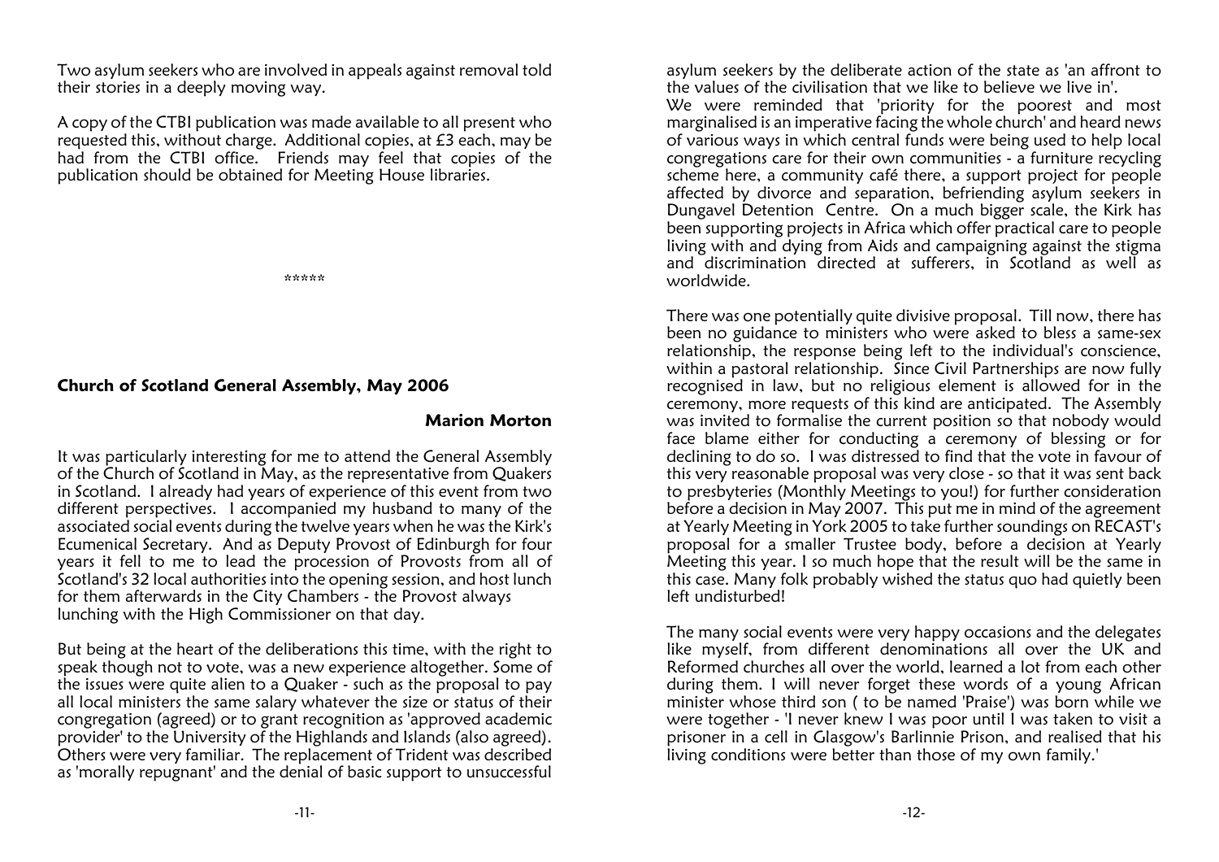Two asylum seekers who are involved in appeals against removal told their stories in a deeply moving way.

A copy of the CTBI publication was made available to all present who requested this, without charge. Additional copies, at £3 each, may be had from the CTBI office. Friends may feel that copies of the publication should be obtained for Meeting House libraries.

*****

## Church of Scotland General Assembly, May 2006

**Marion Morton**

It was particularly interesting for me to attend the General Assembly of the Church of Scotland in May, as the representative from Quakers in Scotland. I already had years of experience of this event from two different perspectives. I accompanied my husband to many of the associated social events during the twelve years when he was the Kirk's Ecumenical Secretary. And as Deputy Provost of Edinburgh for four years it fell to me to lead the procession of Provosts from all of Scotland's 32 local authorities into the opening session, and host lunch for them afterwards in the City Chambers - the Provost always lunching with the High Commissioner on that day.

But being at the heart of the deliberations this time, with the right to speak though not to vote, was a new experience altogether. Some of the issues were quite alien to a Quaker - such as the proposal to pay all local ministers the same salary whatever the size or status of their congregation (agreed) or to grant recognition as 'approved academic provider' to the University of the Highlands and Islands (also agreed). Others were very familiar. The replacement of Trident was described as 'morally repugnant' and the denial of basic support to unsuccessful asylum seekers by the deliberate action of the state as 'an affront to the values of the civilisation that we like to believe we live in'.

We were reminded that 'priority for the poorest and most marginalised is an imperative facing the whole church' and heard news of various ways in which central funds were being used to help local congregations care for their own communities - a furniture recycling scheme here, a community café there, a support project for people affected by divorce and separation, befriending asylum seekers in Dungavel Detention Centre. On a much bigger scale, the Kirk has been supporting projects in Africa which offer practical care to people living with and dying from Aids and campaigning against the stigma and discrimination directed at sufferers, in Scotland as well as worldwide.

There was one potentially quite divisive proposal. Till now, there has been no guidance to ministers who were asked to bless a same-sex relationship, the response being left to the individual's conscience, within a pastoral relationship. Since Civil Partnerships are now fully recognised in law, but no religious element is allowed for in the ceremony, more requests of this kind are anticipated. The Assembly was invited to formalise the current position so that nobody would face blame either for conducting a ceremony of blessing or for declining to do so. I was distressed to find that the vote in favour of this very reasonable proposal was very close - so that it was sent back to presbyteries (Monthly Meetings to you!) for further consideration before a decision in May 2007. This put me in mind of the agreement at Yearly Meeting in York 2005 to take further soundings on RECAST's proposal for a smaller Trustee body, before a decision at Yearly Meeting this year. I so much hope that the result will be the same in this case. Many folk probably wished the status quo had quietly been left undisturbed!

The many social events were very happy occasions and the delegates like myself, from different denominations all over the UK and Reformed churches all over the world, learned a lot from each other during them. I will never forget these words of a young African minister whose third son ( to be named 'Praise') was born while we were together - 'I never knew I was poor until I was taken to visit a prisoner in a cell in Glasgow's Barlinnie Prison, and realised that his living conditions were better than those of my own family.'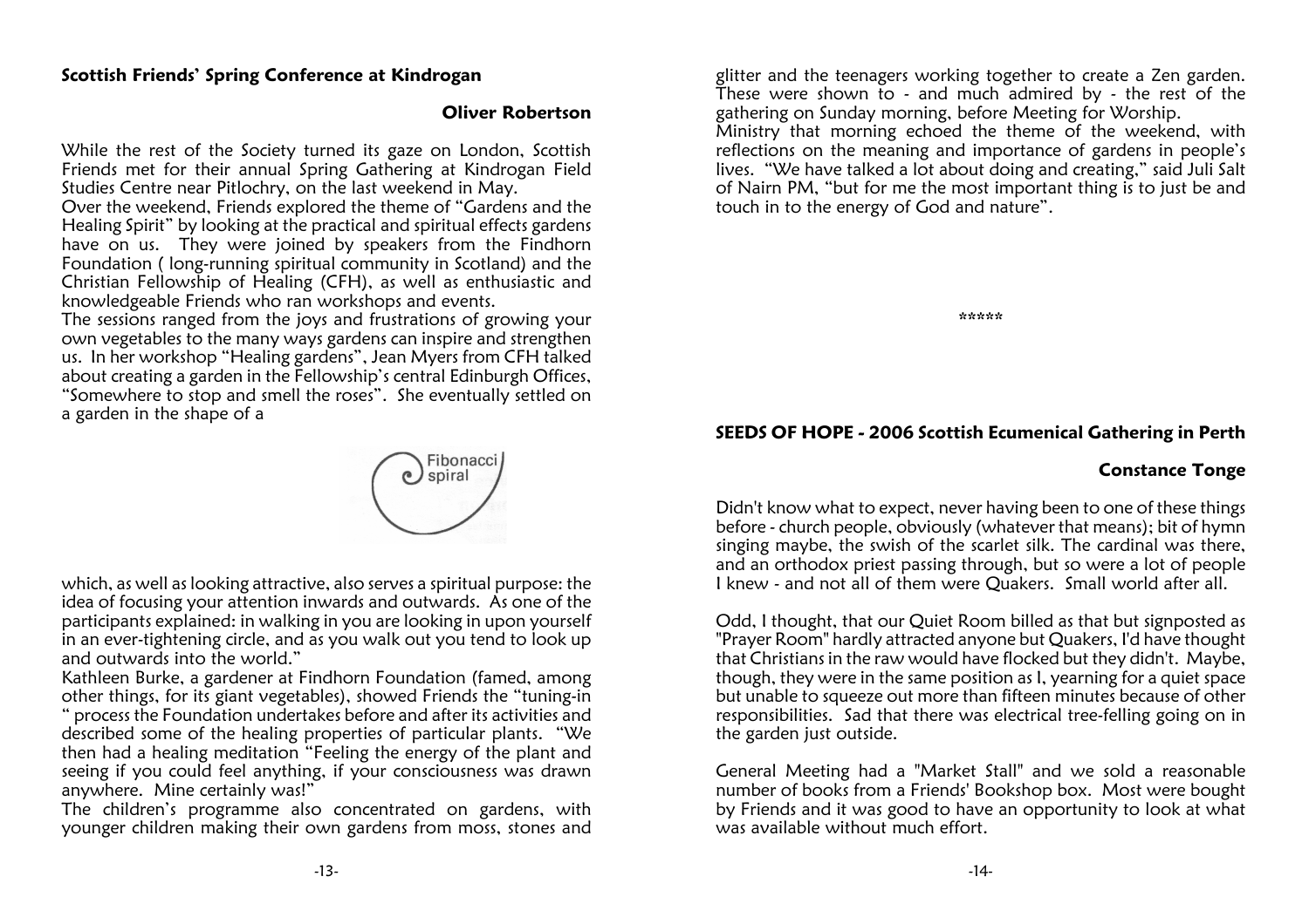## Scottish Friends' Spring Conference at Kindrogan

**Oliver Robertson**

While the rest of the Society turned its gaze on London, Scottish Friends met for their annual Spring Gathering at Kindrogan Field Studies Centre near Pitlochry, on the last weekend in May.

Over the weekend, Friends explored the theme of "Gardens and the Healing Spirit" by looking at the practical and spiritual effects gardens have on us. They were joined by speakers from the Findhorn Foundation ( long-running spiritual community in Scotland) and the Christian Fellowship of Healing (CFH), as well as enthusiastic and knowledgeable Friends who ran workshops and events.

The sessions ranged from the joys and frustrations of growing your own vegetables to the many ways gardens can inspire and strengthen us. In her workshop "Healing gardens", Jean Myers from CFH talked about creating a garden in the Fellowship's central Edinburgh Offices, "Somewhere to stop and smell the roses". She eventually settled on a garden in the shape of a

Fibonacci spiral

which, as well as looking attractive, also serves a spiritual purpose: the idea of focusing your attention inwards and outwards. As one of the participants explained: in walking in you are looking in upon yourself in an ever-tightening circle, and as you walk out you tend to look up and outwards into the world."

Kathleen Burke, a gardener at Findhorn Foundation (famed, among other things, for its giant vegetables), showed Friends the "tuning-in " process the Foundation undertakes before and after its activities and described some of the healing properties of particular plants. "We then had a healing meditation "Feeling the energy of the plant and seeing if you could feel anything, if your consciousness was drawn anywhere. Mine certainly was!"

The children's programme also concentrated on gardens, with younger children making their own gardens from moss, stones and glitter and the teenagers working together to create a Zen garden. These were shown to - and much admired by - the rest of the gathering on Sunday morning, before Meeting for Worship.

Ministry that morning echoed the theme of the weekend, with reflections on the meaning and importance of gardens in people's lives. "We have talked a lot about doing and creating," said Juli Salt of Nairn PM, "but for me the most important thing is to just be and touch in to the energy of God and nature".

*****

## SEEDS OF HOPE - 2006 Scottish Ecumenical Gathering in Perth

**Constance Tonge**

Didn't know what to expect, never having been to one of these things before - church people, obviously (whatever that means); bit of hymn singing maybe, the swish of the scarlet silk. The cardinal was there, and an orthodox priest passing through, but so were a lot of people I knew - and not all of them were Quakers. Small world after all.

Odd, I thought, that our Quiet Room billed as that but signposted as "Prayer Room" hardly attracted anyone but Quakers, I'd have thought that Christians in the raw would have flocked but they didn't. Maybe, though, they were in the same position as I, yearning for a quiet space but unable to squeeze out more than fifteen minutes because of other responsibilities. Sad that there was electrical tree-felling going on in the garden just outside.

General Meeting had a "Market Stall" and we sold a reasonable number of books from a Friends' Bookshop box. Most were bought by Friends and it was good to have an opportunity to look at what was available without much effort.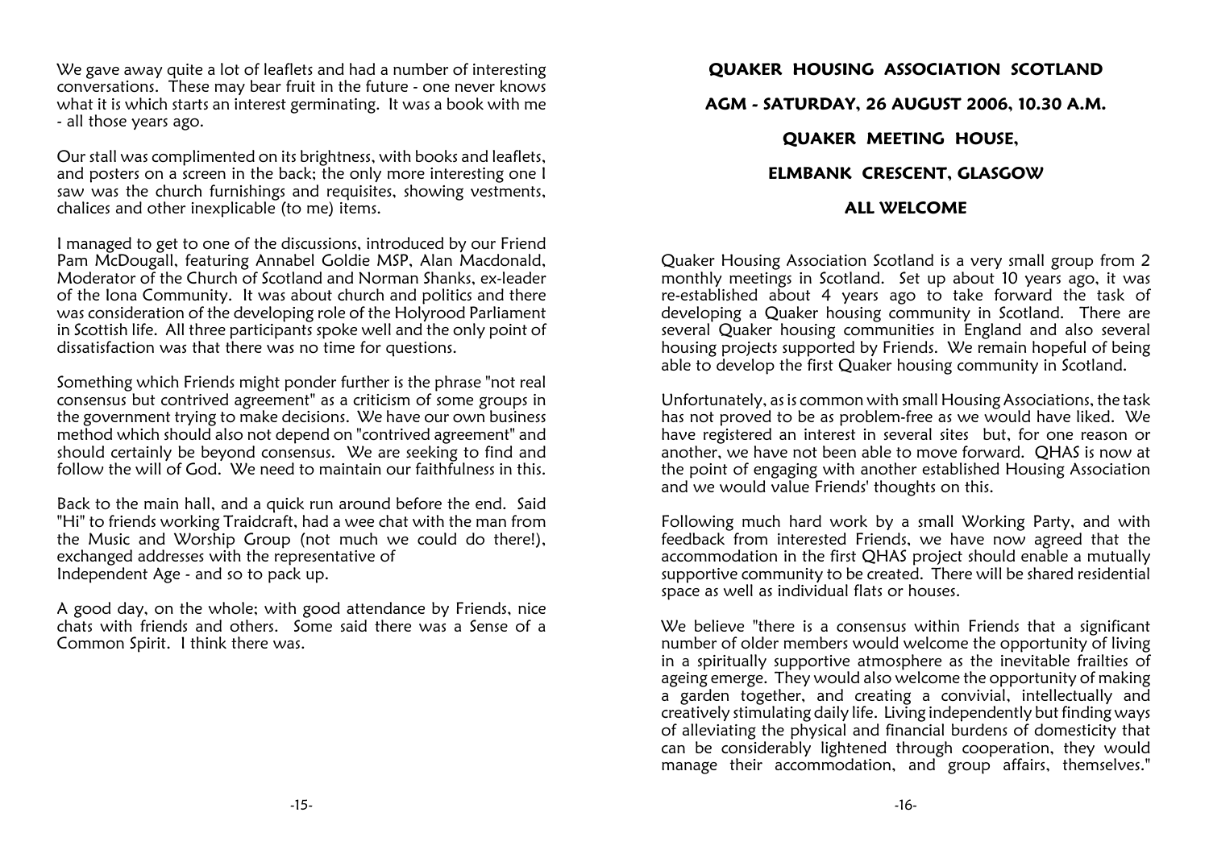We gave away quite a lot of leaflets and had a number of interesting conversations. These may bear fruit in the future - one never knows what it is which starts an interest germinating. It was a book with me - all those years ago.

Our stall was complimented on its brightness, with books and leaflets, and posters on a screen in the back; the only more interesting one I saw was the church furnishings and requisites, showing vestments, chalices and other inexplicable (to me) items.

I managed to get to one of the discussions, introduced by our Friend Pam McDougall, featuring Annabel Goldie MSP, Alan Macdonald, Moderator of the Church of Scotland and Norman Shanks, ex-leader of the Iona Community. It was about church and politics and there was consideration of the developing role of the Holyrood Parliament in Scottish life. All three participants spoke well and the only point of dissatisfaction was that there was no time for questions.

Something which Friends might ponder further is the phrase "not real consensus but contrived agreement" as a criticism of some groups in the government trying to make decisions. We have our own business method which should also not depend on "contrived agreement" and should certainly be beyond consensus. We are seeking to find and follow the will of God. We need to maintain our faithfulness in this.

Back to the main hall, and a quick run around before the end. Said "Hi" to friends working Traidcraft, had a wee chat with the man from the Music and Worship Group (not much we could do there!), exchanged addresses with the representative of Independent Age - and so to pack up.

A good day, on the whole; with good attendance by Friends, nice chats with friends and others. Some said there was a Sense of a Common Spirit. I think there was.

## QUAKER HOUSING ASSOCIATION SCOTLAND

**AGM - SATURDAY, 26 AUGUST 2006, 10.30 A.M.**

**QUAKER MEETING HOUSE,**

**ELMBANK CRESCENT, GLASGOW**

**ALL WELCOME**

Quaker Housing Association Scotland is a very small group from 2 monthly meetings in Scotland. Set up about 10 years ago, it was re-established about 4 years ago to take forward the task of developing a Quaker housing community in Scotland. There are several Quaker housing communities in England and also several housing projects supported by Friends. We remain hopeful of being able to develop the first Quaker housing community in Scotland.

Unfortunately, as is common with small Housing Associations, the task has not proved to be as problem-free as we would have liked. We have registered an interest in several sites but, for one reason or another, we have not been able to move forward. QHAS is now at the point of engaging with another established Housing Association and we would value Friends' thoughts on this.

Following much hard work by a small Working Party, and with feedback from interested Friends, we have now agreed that the accommodation in the first QHAS project should enable a mutually supportive community to be created. There will be shared residential space as well as individual flats or houses.

We believe "there is a consensus within Friends that a significant number of older members would welcome the opportunity of living in a spiritually supportive atmosphere as the inevitable frailties of ageing emerge. They would also welcome the opportunity of making a garden together, and creating a convivial, intellectually and creatively stimulating daily life. Living independently but finding ways of alleviating the physical and financial burdens of domesticity that can be considerably lightened through cooperation, they would manage their accommodation, and group affairs, themselves."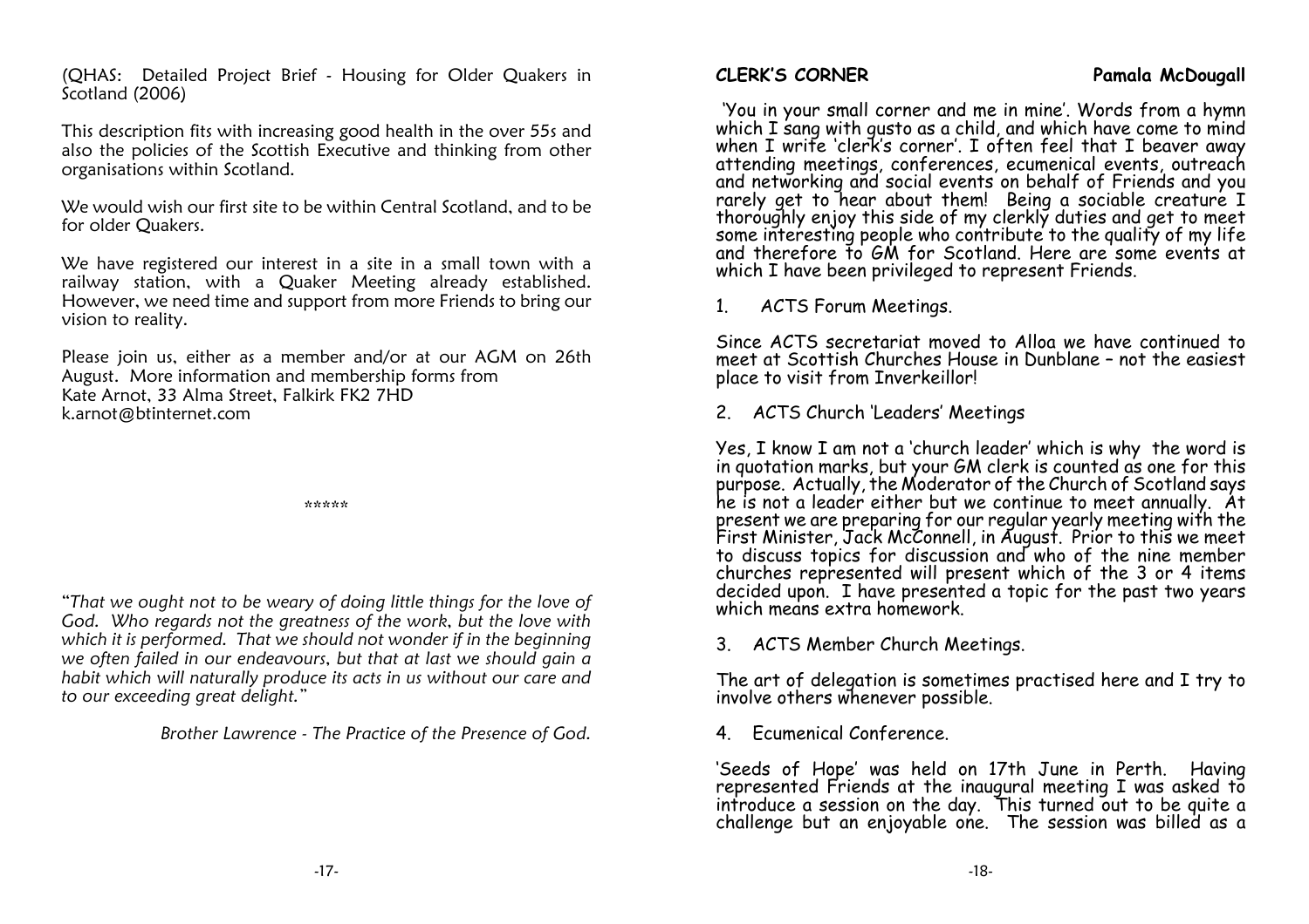(QHAS: Detailed Project Brief - Housing for Older Quakers in Scotland (2006)

This description fits with increasing good health in the over 55s and also the policies of the Scottish Executive and thinking from other organisations within Scotland.

We would wish our first site to be within Central Scotland, and to be for older Quakers.

We have registered our interest in a site in a small town with a railway station, with a Quaker Meeting already established. However, we need time and support from more Friends to bring our vision to reality.

Please join us, either as a member and/or at our AGM on 26th August. More information and membership forms from
Kate Arnot, 33 Alma Street, Falkirk FK2 7HD
k.arnot@btinternet.com

*****

*"That we ought not to be weary of doing little things for the love of God. Who regards not the greatness of the work, but the love with which it is performed. That we should not wonder if in the beginning we often failed in our endeavours, but that at last we should gain a habit which will naturally produce its acts in us without our care and to our exceeding great delight."*

*Brother Lawrence - The Practice of the Presence of God.*

## CLERK'S CORNER

**Pamala McDougall**

'You in your small corner and me in mine'. Words from a hymn which I sang with gusto as a child, and which have come to mind when I write 'clerk's corner'. I often feel that I beaver away attending meetings, conferences, ecumenical events, outreach and networking and social events on behalf of Friends and you rarely get to hear about them! Being a sociable creature I thoroughly enjoy this side of my clerkly duties and get to meet some interesting people who contribute to the quality of my life and therefore to GM for Scotland. Here are some events at which I have been privileged to represent Friends.

1. ACTS Forum Meetings.

Since ACTS secretariat moved to Alloa we have continued to meet at Scottish Churches House in Dunblane – not the easiest place to visit from Inverkeillor!

2. ACTS Church 'Leaders' Meetings

Yes, I know I am not a 'church leader' which is why the word is in quotation marks, but your GM clerk is counted as one for this purpose. Actually, the Moderator of the Church of Scotland says he is not a leader either but we continue to meet annually. At present we are preparing for our regular yearly meeting with the First Minister, Jack McConnell, in August. Prior to this we meet to discuss topics for discussion and who of the nine member churches represented will present which of the 3 or 4 items decided upon. I have presented a topic for the past two years which means extra homework.

3. ACTS Member Church Meetings.

The art of delegation is sometimes practised here and I try to involve others whenever possible.

4. Ecumenical Conference.

'Seeds of Hope' was held on 17th June in Perth. Having represented Friends at the inaugural meeting I was asked to introduce a session on the day. This turned out to be quite a challenge but an enjoyable one. The session was billed as a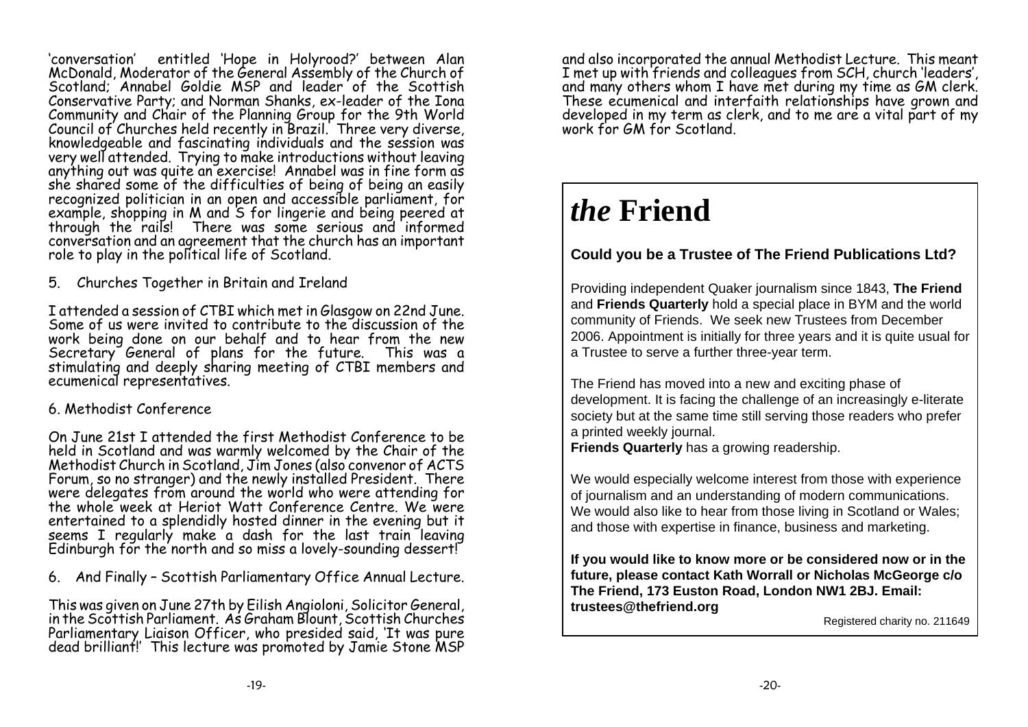'conversation' entitled 'Hope in Holyrood?' between Alan McDonald, Moderator of the General Assembly of the Church of Scotland; Annabel Goldie MSP and leader of the Scottish Conservative Party; and Norman Shanks, ex-leader of the Iona Community and Chair of the Planning Group for the 9th World Council of Churches held recently in Brazil. Three very diverse, knowledgeable and fascinating individuals and the session was very well attended. Trying to make introductions without leaving anything out was quite an exercise! Annabel was in fine form as she shared some of the difficulties of being of being an easily recognized politician in an open and accessible parliament, for example, shopping in M and S for lingerie and being peered at through the rails! There was some serious and informed conversation and an agreement that the church has an important role to play in the political life of Scotland.

5. Churches Together in Britain and Ireland

I attended a session of CTBI which met in Glasgow on 22nd June. Some of us were invited to contribute to the discussion of the work being done on our behalf and to hear from the new Secretary General of plans for the future. This was a stimulating and deeply sharing meeting of CTBI members and ecumenical representatives.

6. Methodist Conference

On June 21st I attended the first Methodist Conference to be held in Scotland and was warmly welcomed by the Chair of the Methodist Church in Scotland, Jim Jones (also convenor of ACTS Forum, so no stranger) and the newly installed President. There were delegates from around the world who were attending for the whole week at Heriot Watt Conference Centre. We were entertained to a splendidly hosted dinner in the evening but it seems I regularly make a dash for the last train leaving Edinburgh for the north and so miss a lovely-sounding dessert!

6. And Finally – Scottish Parliamentary Office Annual Lecture.

This was given on June 27th by Eilish Angioloni, Solicitor General, in the Scottish Parliament. As Graham Blount, Scottish Churches Parliamentary Liaison Officer, who presided said, 'It was pure dead brilliant!' This lecture was promoted by Jamie Stone MSP and also incorporated the annual Methodist Lecture. This meant I met up with friends and colleagues from SCH, church 'leaders', and many others whom I have met during my time as GM clerk. These ecumenical and interfaith relationships have grown and developed in my term as clerk, and to me are a vital part of my work for GM for Scotland.

# *the* Friend

**Could you be a Trustee of The Friend Publications Ltd?**

Providing independent Quaker journalism since 1843, **The Friend** and **Friends Quarterly** hold a special place in BYM and the world community of Friends. We seek new Trustees from December 2006. Appointment is initially for three years and it is quite usual for a Trustee to serve a further three-year term.

The Friend has moved into a new and exciting phase of development. It is facing the challenge of an increasingly e-literate society but at the same time still serving those readers who prefer a printed weekly journal.
**Friends Quarterly** has a growing readership.

We would especially welcome interest from those with experience of journalism and an understanding of modern communications. We would also like to hear from those living in Scotland or Wales; and those with expertise in finance, business and marketing.

**If you would like to know more or be considered now or in the future, please contact Kath Worrall or Nicholas McGeorge c/o The Friend, 173 Euston Road, London NW1 2BJ. Email: trustees@thefriend.org**

Registered charity no. 211649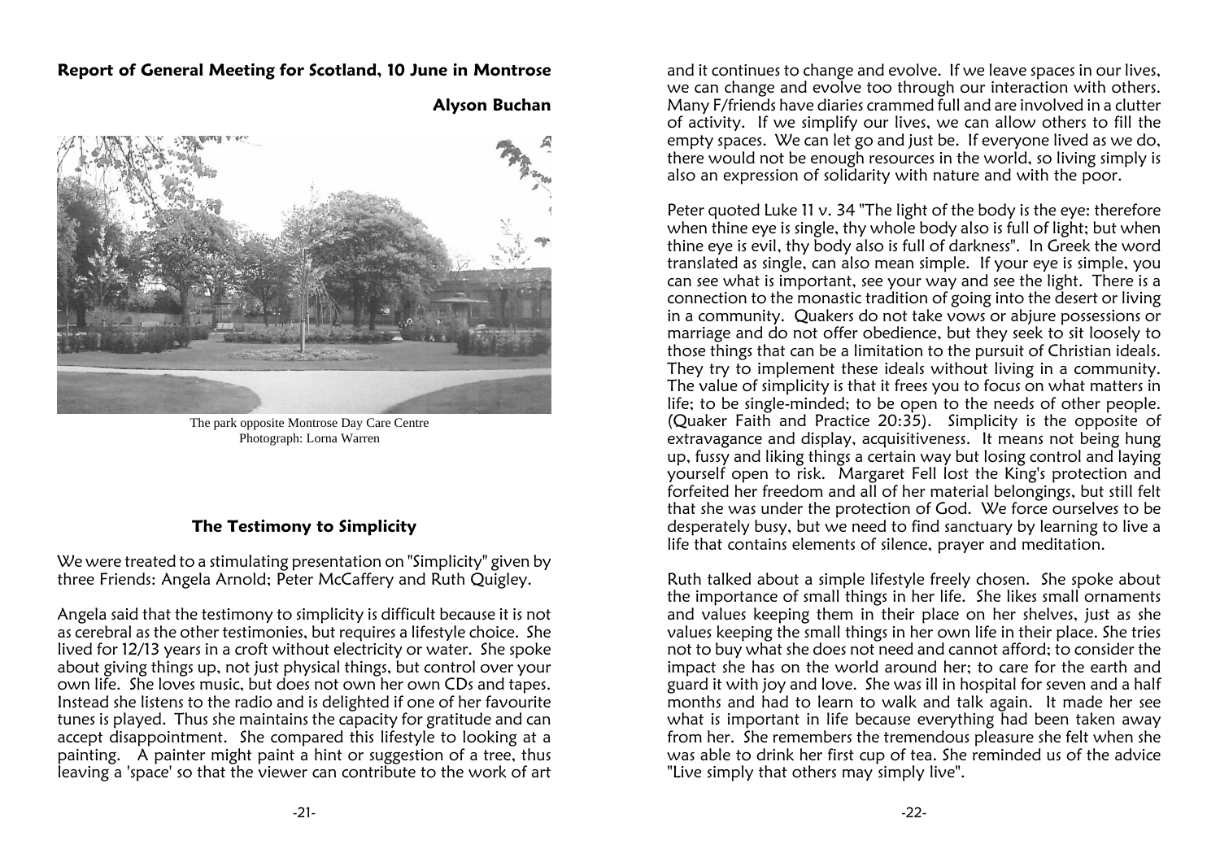## Report of General Meeting for Scotland, 10 June in Montrose

**Alyson Buchan**

The park opposite Montrose Day Care Centre
Photograph: Lorna Warren

### The Testimony to Simplicity

We were treated to a stimulating presentation on "Simplicity" given by three Friends: Angela Arnold; Peter McCaffery and Ruth Quigley.

Angela said that the testimony to simplicity is difficult because it is not as cerebral as the other testimonies, but requires a lifestyle choice. She lived for 12/13 years in a croft without electricity or water. She spoke about giving things up, not just physical things, but control over your own life. She loves music, but does not own her own CDs and tapes. Instead she listens to the radio and is delighted if one of her favourite tunes is played. Thus she maintains the capacity for gratitude and can accept disappointment. She compared this lifestyle to looking at a painting. A painter might paint a hint or suggestion of a tree, thus leaving a 'space' so that the viewer can contribute to the work of art and it continues to change and evolve. If we leave spaces in our lives, we can change and evolve too through our interaction with others. Many F/friends have diaries crammed full and are involved in a clutter of activity. If we simplify our lives, we can allow others to fill the empty spaces. We can let go and just be. If everyone lived as we do, there would not be enough resources in the world, so living simply is also an expression of solidarity with nature and with the poor.

Peter quoted Luke 11 v. 34 "The light of the body is the eye: therefore when thine eye is single, thy whole body also is full of light; but when thine eye is evil, thy body also is full of darkness". In Greek the word translated as single, can also mean simple. If your eye is simple, you can see what is important, see your way and see the light. There is a connection to the monastic tradition of going into the desert or living in a community. Quakers do not take vows or abjure possessions or marriage and do not offer obedience, but they seek to sit loosely to those things that can be a limitation to the pursuit of Christian ideals. They try to implement these ideals without living in a community. The value of simplicity is that it frees you to focus on what matters in life; to be single-minded; to be open to the needs of other people. (Quaker Faith and Practice 20:35). Simplicity is the opposite of extravagance and display, acquisitiveness. It means not being hung up, fussy and liking things a certain way but losing control and laying yourself open to risk. Margaret Fell lost the King's protection and forfeited her freedom and all of her material belongings, but still felt that she was under the protection of God. We force ourselves to be desperately busy, but we need to find sanctuary by learning to live a life that contains elements of silence, prayer and meditation.

Ruth talked about a simple lifestyle freely chosen. She spoke about the importance of small things in her life. She likes small ornaments and values keeping them in their place on her shelves, just as she values keeping the small things in her own life in their place. She tries not to buy what she does not need and cannot afford; to consider the impact she has on the world around her; to care for the earth and guard it with joy and love. She was ill in hospital for seven and a half months and had to learn to walk and talk again. It made her see what is important in life because everything had been taken away from her. She remembers the tremendous pleasure she felt when she was able to drink her first cup of tea. She reminded us of the advice "Live simply that others may simply live".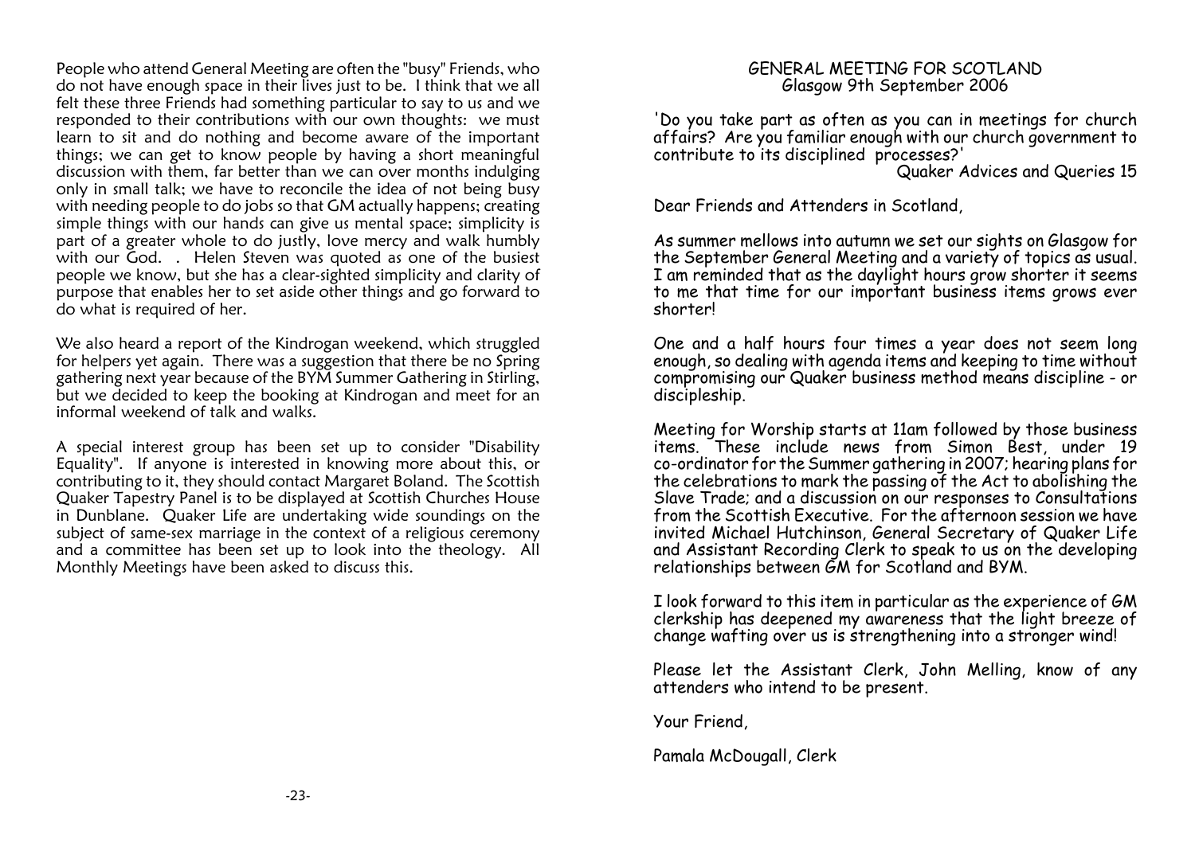People who attend General Meeting are often the "busy" Friends, who do not have enough space in their lives just to be. I think that we all felt these three Friends had something particular to say to us and we responded to their contributions with our own thoughts: we must learn to sit and do nothing and become aware of the important things; we can get to know people by having a short meaningful discussion with them, far better than we can over months indulging only in small talk; we have to reconcile the idea of not being busy with needing people to do jobs so that GM actually happens; creating simple things with our hands can give us mental space; simplicity is part of a greater whole to do justly, love mercy and walk humbly with our God. . Helen Steven was quoted as one of the busiest people we know, but she has a clear-sighted simplicity and clarity of purpose that enables her to set aside other things and go forward to do what is required of her.

We also heard a report of the Kindrogan weekend, which struggled for helpers yet again. There was a suggestion that there be no Spring gathering next year because of the BYM Summer Gathering in Stirling, but we decided to keep the booking at Kindrogan and meet for an informal weekend of talk and walks.

A special interest group has been set up to consider "Disability Equality". If anyone is interested in knowing more about this, or contributing to it, they should contact Margaret Boland. The Scottish Quaker Tapestry Panel is to be displayed at Scottish Churches House in Dunblane. Quaker Life are undertaking wide soundings on the subject of same-sex marriage in the context of a religious ceremony and a committee has been set up to look into the theology. All Monthly Meetings have been asked to discuss this.

## GENERAL MEETING FOR SCOTLAND
Glasgow 9th September 2006

'Do you take part as often as you can in meetings for church affairs? Are you familiar enough with our church government to contribute to its disciplined processes?'

Quaker Advices and Queries 15

Dear Friends and Attenders in Scotland,

As summer mellows into autumn we set our sights on Glasgow for the September General Meeting and a variety of topics as usual. I am reminded that as the daylight hours grow shorter it seems to me that time for our important business items grows ever shorter!

One and a half hours four times a year does not seem long enough, so dealing with agenda items and keeping to time without compromising our Quaker business method means discipline - or discipleship.

Meeting for Worship starts at 11am followed by those business items. These include news from Simon Best, under 19 co-ordinator for the Summer gathering in 2007; hearing plans for the celebrations to mark the passing of the Act to abolishing the Slave Trade; and a discussion on our responses to Consultations from the Scottish Executive. For the afternoon session we have invited Michael Hutchinson, General Secretary of Quaker Life and Assistant Recording Clerk to speak to us on the developing relationships between GM for Scotland and BYM.

I look forward to this item in particular as the experience of GM clerkship has deepened my awareness that the light breeze of change wafting over us is strengthening into a stronger wind!

Please let the Assistant Clerk, John Melling, know of any attenders who intend to be present.

Your Friend,

Pamala McDougall, Clerk